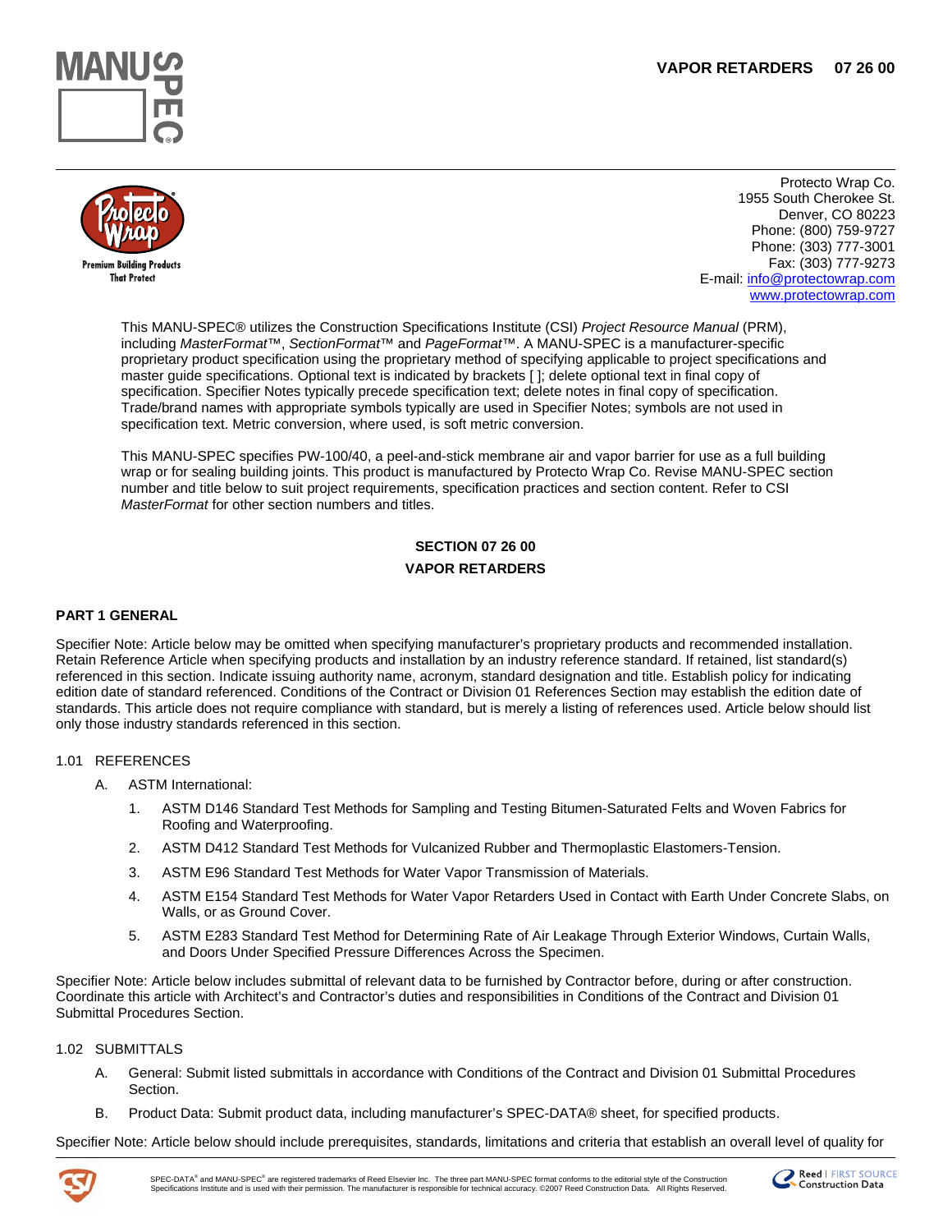Protecto Wrap Co.
1955 South Cherokee St.
Denver, CO 80223
Phone: (800) 759-9727
Phone: (303) 777-3001
Fax: (303) 777-9273
E-mail: info@protectowrap.com
www.protectowrap.com

This MANU-SPEC® utilizes the Construction Specifications Institute (CSI) *Project Resource Manual* (PRM), including *MasterFormat*™, *SectionFormat*™ and *PageFormat*™. A MANU-SPEC is a manufacturer-specific proprietary product specification using the proprietary method of specifying applicable to project specifications and master guide specifications. Optional text is indicated by brackets [ ]; delete optional text in final copy of specification. Specifier Notes typically precede specification text; delete notes in final copy of specification. Trade/brand names with appropriate symbols typically are used in Specifier Notes; symbols are not used in specification text. Metric conversion, where used, is soft metric conversion.

This MANU-SPEC specifies PW-100/40, a peel-and-stick membrane air and vapor barrier for use as a full building wrap or for sealing building joints. This product is manufactured by Protecto Wrap Co. Revise MANU-SPEC section number and title below to suit project requirements, specification practices and section content. Refer to CSI *MasterFormat* for other section numbers and titles.

# SECTION 07 26 00
# VAPOR RETARDERS

## PART 1 GENERAL

Specifier Note: Article below may be omitted when specifying manufacturer's proprietary products and recommended installation. Retain Reference Article when specifying products and installation by an industry reference standard. If retained, list standard(s) referenced in this section. Indicate issuing authority name, acronym, standard designation and title. Establish policy for indicating edition date of standard referenced. Conditions of the Contract or Division 01 References Section may establish the edition date of standards. This article does not require compliance with standard, but is merely a listing of references used. Article below should list only those industry standards referenced in this section.

### 1.01 REFERENCES

A. ASTM International:

1. ASTM D146 Standard Test Methods for Sampling and Testing Bitumen-Saturated Felts and Woven Fabrics for Roofing and Waterproofing.
2. ASTM D412 Standard Test Methods for Vulcanized Rubber and Thermoplastic Elastomers-Tension.
3. ASTM E96 Standard Test Methods for Water Vapor Transmission of Materials.
4. ASTM E154 Standard Test Methods for Water Vapor Retarders Used in Contact with Earth Under Concrete Slabs, on Walls, or as Ground Cover.
5. ASTM E283 Standard Test Method for Determining Rate of Air Leakage Through Exterior Windows, Curtain Walls, and Doors Under Specified Pressure Differences Across the Specimen.

Specifier Note: Article below includes submittal of relevant data to be furnished by Contractor before, during or after construction. Coordinate this article with Architect's and Contractor's duties and responsibilities in Conditions of the Contract and Division 01 Submittal Procedures Section.

### 1.02 SUBMITTALS

A. General: Submit listed submittals in accordance with Conditions of the Contract and Division 01 Submittal Procedures Section.

B. Product Data: Submit product data, including manufacturer's SPEC-DATA® sheet, for specified products.

Specifier Note: Article below should include prerequisites, standards, limitations and criteria that establish an overall level of quality for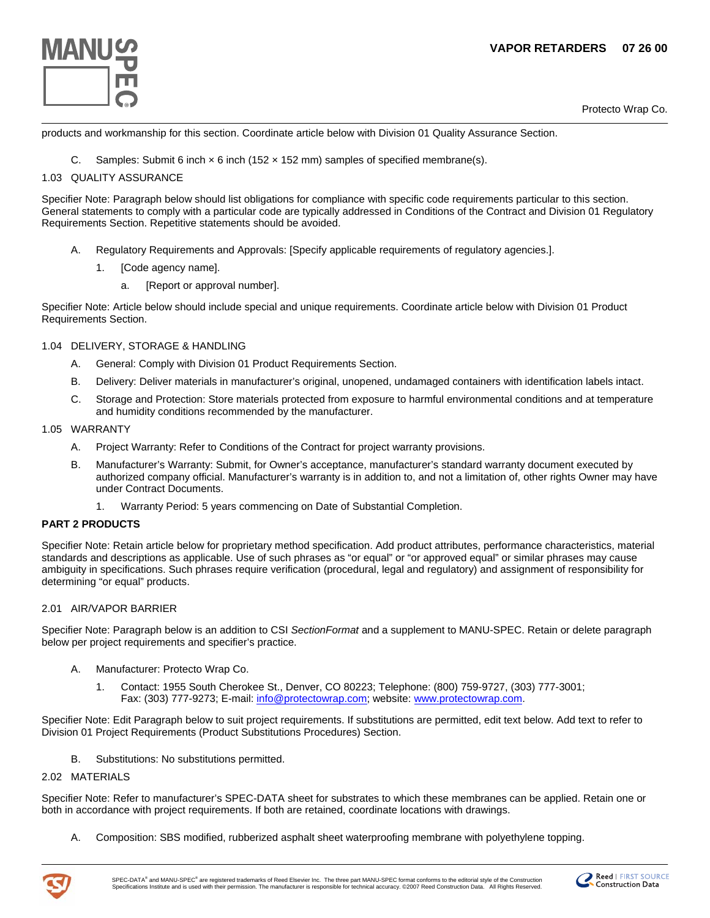products and workmanship for this section. Coordinate article below with Division 01 Quality Assurance Section.

C. Samples: Submit 6 inch × 6 inch (152 × 152 mm) samples of specified membrane(s).

1.03 QUALITY ASSURANCE

Specifier Note: Paragraph below should list obligations for compliance with specific code requirements particular to this section. General statements to comply with a particular code are typically addressed in Conditions of the Contract and Division 01 Regulatory Requirements Section. Repetitive statements should be avoided.

A. Regulatory Requirements and Approvals: [Specify applicable requirements of regulatory agencies.].

1. [Code agency name].

a. [Report or approval number].

Specifier Note: Article below should include special and unique requirements. Coordinate article below with Division 01 Product Requirements Section.

1.04 DELIVERY, STORAGE & HANDLING

A. General: Comply with Division 01 Product Requirements Section.

B. Delivery: Deliver materials in manufacturer's original, unopened, undamaged containers with identification labels intact.

C. Storage and Protection: Store materials protected from exposure to harmful environmental conditions and at temperature and humidity conditions recommended by the manufacturer.

1.05 WARRANTY

A. Project Warranty: Refer to Conditions of the Contract for project warranty provisions.

B. Manufacturer's Warranty: Submit, for Owner's acceptance, manufacturer's standard warranty document executed by authorized company official. Manufacturer's warranty is in addition to, and not a limitation of, other rights Owner may have under Contract Documents.

1. Warranty Period: 5 years commencing on Date of Substantial Completion.

## PART 2 PRODUCTS

Specifier Note: Retain article below for proprietary method specification. Add product attributes, performance characteristics, material standards and descriptions as applicable. Use of such phrases as "or equal" or "or approved equal" or similar phrases may cause ambiguity in specifications. Such phrases require verification (procedural, legal and regulatory) and assignment of responsibility for determining "or equal" products.

2.01 AIR/VAPOR BARRIER

Specifier Note: Paragraph below is an addition to CSI *SectionFormat* and a supplement to MANU-SPEC. Retain or delete paragraph below per project requirements and specifier's practice.

A. Manufacturer: Protecto Wrap Co.

1. Contact: 1955 South Cherokee St., Denver, CO 80223; Telephone: (800) 759-9727, (303) 777-3001; Fax: (303) 777-9273; E-mail: info@protectowrap.com; website: www.protectowrap.com.

Specifier Note: Edit Paragraph below to suit project requirements. If substitutions are permitted, edit text below. Add text to refer to Division 01 Project Requirements (Product Substitutions Procedures) Section.

B. Substitutions: No substitutions permitted.

2.02 MATERIALS

Specifier Note: Refer to manufacturer's SPEC-DATA sheet for substrates to which these membranes can be applied. Retain one or both in accordance with project requirements. If both are retained, coordinate locations with drawings.

A. Composition: SBS modified, rubberized asphalt sheet waterproofing membrane with polyethylene topping.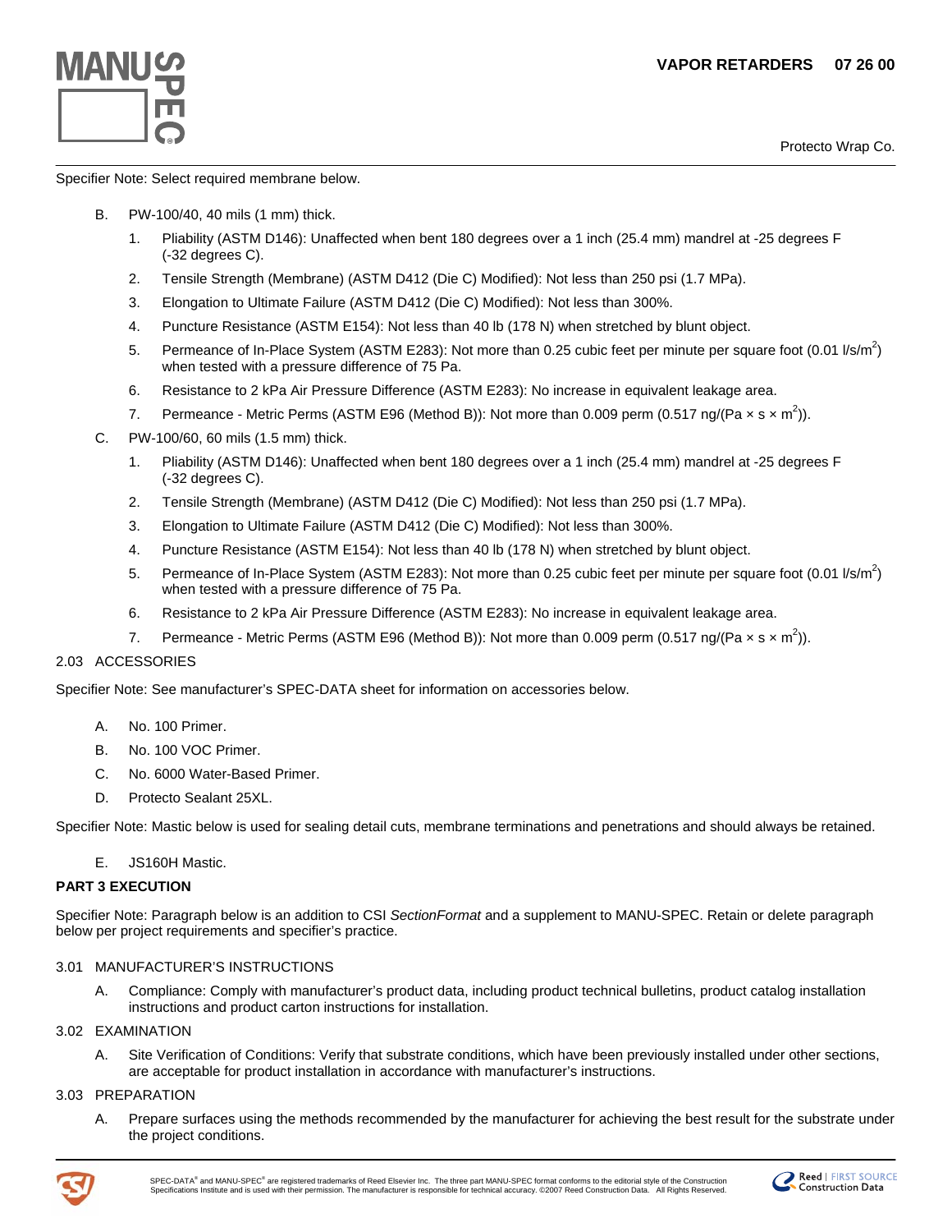Specifier Note: Select required membrane below.

B. PW-100/40, 40 mils (1 mm) thick.

1. Pliability (ASTM D146): Unaffected when bent 180 degrees over a 1 inch (25.4 mm) mandrel at -25 degrees F (-32 degrees C).
2. Tensile Strength (Membrane) (ASTM D412 (Die C) Modified): Not less than 250 psi (1.7 MPa).
3. Elongation to Ultimate Failure (ASTM D412 (Die C) Modified): Not less than 300%.
4. Puncture Resistance (ASTM E154): Not less than 40 lb (178 N) when stretched by blunt object.
5. Permeance of In-Place System (ASTM E283): Not more than 0.25 cubic feet per minute per square foot (0.01 $l/s/m^2$) when tested with a pressure difference of 75 Pa.
6. Resistance to 2 kPa Air Pressure Difference (ASTM E283): No increase in equivalent leakage area.
7. Permeance - Metric Perms (ASTM E96 (Method B)): Not more than 0.009 perm (0.517 $ng/(Pa \times s \times m^2)$).

C. PW-100/60, 60 mils (1.5 mm) thick.

1. Pliability (ASTM D146): Unaffected when bent 180 degrees over a 1 inch (25.4 mm) mandrel at -25 degrees F (-32 degrees C).
2. Tensile Strength (Membrane) (ASTM D412 (Die C) Modified): Not less than 250 psi (1.7 MPa).
3. Elongation to Ultimate Failure (ASTM D412 (Die C) Modified): Not less than 300%.
4. Puncture Resistance (ASTM E154): Not less than 40 lb (178 N) when stretched by blunt object.
5. Permeance of In-Place System (ASTM E283): Not more than 0.25 cubic feet per minute per square foot (0.01 $l/s/m^2$) when tested with a pressure difference of 75 Pa.
6. Resistance to 2 kPa Air Pressure Difference (ASTM E283): No increase in equivalent leakage area.
7. Permeance - Metric Perms (ASTM E96 (Method B)): Not more than 0.009 perm (0.517 $ng/(Pa \times s \times m^2)$).

2.03 ACCESSORIES

Specifier Note: See manufacturer's SPEC-DATA sheet for information on accessories below.

A. No. 100 Primer.

B. No. 100 VOC Primer.

C. No. 6000 Water-Based Primer.

D. Protecto Sealant 25XL.

Specifier Note: Mastic below is used for sealing detail cuts, membrane terminations and penetrations and should always be retained.

E. JS160H Mastic.

## PART 3 EXECUTION

Specifier Note: Paragraph below is an addition to CSI *SectionFormat* and a supplement to MANU-SPEC. Retain or delete paragraph below per project requirements and specifier's practice.

3.01 MANUFACTURER'S INSTRUCTIONS

A. Compliance: Comply with manufacturer's product data, including product technical bulletins, product catalog installation instructions and product carton instructions for installation.

3.02 EXAMINATION

A. Site Verification of Conditions: Verify that substrate conditions, which have been previously installed under other sections, are acceptable for product installation in accordance with manufacturer's instructions.

3.03 PREPARATION

A. Prepare surfaces using the methods recommended by the manufacturer for achieving the best result for the substrate under the project conditions.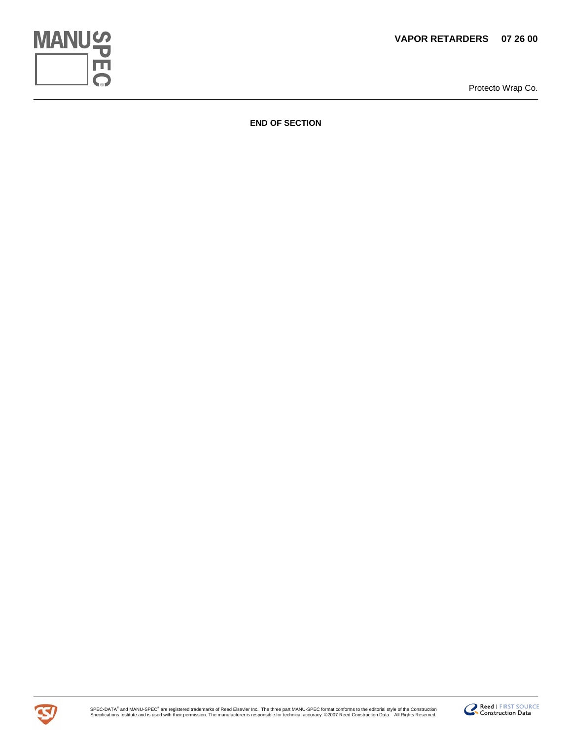**END OF SECTION**